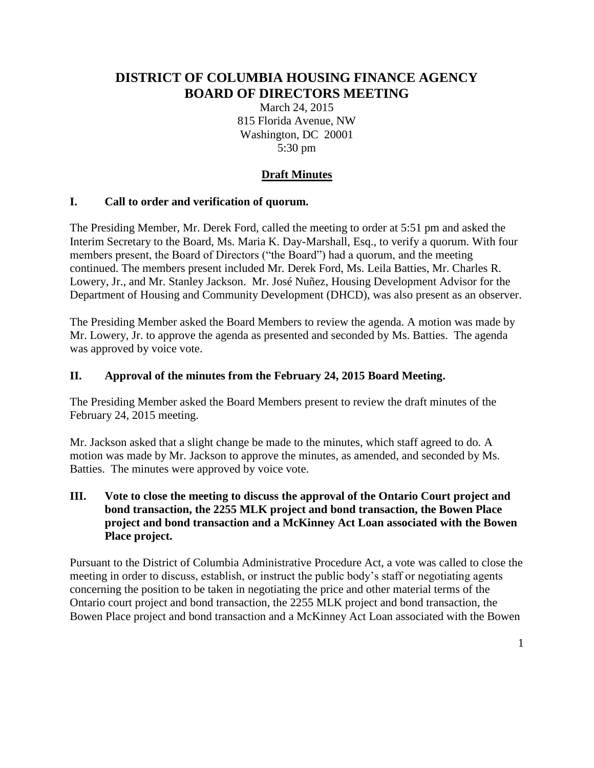# DISTRICT OF COLUMBIA HOUSING FINANCE AGENCY
# BOARD OF DIRECTORS MEETING

March 24, 2015
815 Florida Avenue, NW
Washington, DC 20001
5:30 pm

## Draft Minutes

### I. Call to order and verification of quorum.

The Presiding Member, Mr. Derek Ford, called the meeting to order at 5:51 pm and asked the Interim Secretary to the Board, Ms. Maria K. Day-Marshall, Esq., to verify a quorum. With four members present, the Board of Directors ("the Board") had a quorum, and the meeting continued. The members present included Mr. Derek Ford, Ms. Leila Batties, Mr. Charles R. Lowery, Jr., and Mr. Stanley Jackson. Mr. José Nuñez, Housing Development Advisor for the Department of Housing and Community Development (DHCD), was also present as an observer.

The Presiding Member asked the Board Members to review the agenda. A motion was made by Mr. Lowery, Jr. to approve the agenda as presented and seconded by Ms. Batties. The agenda was approved by voice vote.

### II. Approval of the minutes from the February 24, 2015 Board Meeting.

The Presiding Member asked the Board Members present to review the draft minutes of the February 24, 2015 meeting.

Mr. Jackson asked that a slight change be made to the minutes, which staff agreed to do. A motion was made by Mr. Jackson to approve the minutes, as amended, and seconded by Ms. Batties. The minutes were approved by voice vote.

### III. Vote to close the meeting to discuss the approval of the Ontario Court project and bond transaction, the 2255 MLK project and bond transaction, the Bowen Place project and bond transaction and a McKinney Act Loan associated with the Bowen Place project.

Pursuant to the District of Columbia Administrative Procedure Act, a vote was called to close the meeting in order to discuss, establish, or instruct the public body's staff or negotiating agents concerning the position to be taken in negotiating the price and other material terms of the Ontario court project and bond transaction, the 2255 MLK project and bond transaction, the Bowen Place project and bond transaction and a McKinney Act Loan associated with the Bowen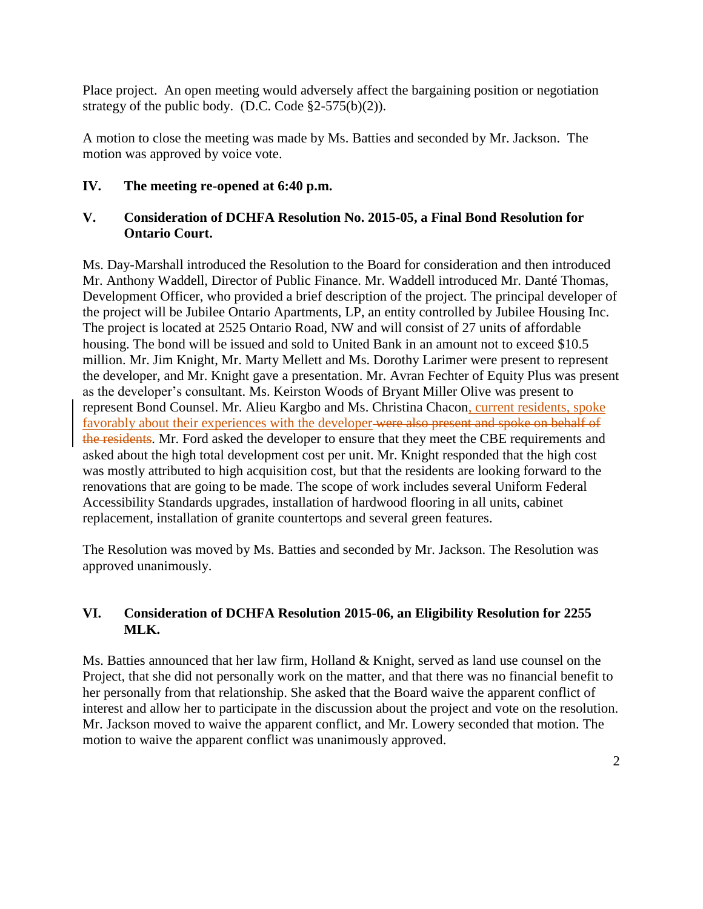Place project. An open meeting would adversely affect the bargaining position or negotiation strategy of the public body. (D.C. Code §2-575(b)(2)).

A motion to close the meeting was made by Ms. Batties and seconded by Mr. Jackson. The motion was approved by voice vote.

### IV. The meeting re-opened at 6:40 p.m.

### V. Consideration of DCHFA Resolution No. 2015-05, a Final Bond Resolution for Ontario Court.

Ms. Day-Marshall introduced the Resolution to the Board for consideration and then introduced Mr. Anthony Waddell, Director of Public Finance. Mr. Waddell introduced Mr. Danté Thomas, Development Officer, who provided a brief description of the project. The principal developer of the project will be Jubilee Ontario Apartments, LP, an entity controlled by Jubilee Housing Inc. The project is located at 2525 Ontario Road, NW and will consist of 27 units of affordable housing. The bond will be issued and sold to United Bank in an amount not to exceed $10.5 million. Mr. Jim Knight, Mr. Marty Mellett and Ms. Dorothy Larimer were present to represent the developer, and Mr. Knight gave a presentation. Mr. Avran Fechter of Equity Plus was present as the developer's consultant. Ms. Keirston Woods of Bryant Miller Olive was present to represent Bond Counsel. Mr. Alieu Kargbo and Ms. Christina Chacon, current residents, spoke favorably about their experiences with the developer ~~were also present and spoke on behalf of the residents~~. Mr. Ford asked the developer to ensure that they meet the CBE requirements and asked about the high total development cost per unit. Mr. Knight responded that the high cost was mostly attributed to high acquisition cost, but that the residents are looking forward to the renovations that are going to be made. The scope of work includes several Uniform Federal Accessibility Standards upgrades, installation of hardwood flooring in all units, cabinet replacement, installation of granite countertops and several green features.

The Resolution was moved by Ms. Batties and seconded by Mr. Jackson. The Resolution was approved unanimously.

### VI. Consideration of DCHFA Resolution 2015-06, an Eligibility Resolution for 2255 MLK.

Ms. Batties announced that her law firm, Holland & Knight, served as land use counsel on the Project, that she did not personally work on the matter, and that there was no financial benefit to her personally from that relationship. She asked that the Board waive the apparent conflict of interest and allow her to participate in the discussion about the project and vote on the resolution. Mr. Jackson moved to waive the apparent conflict, and Mr. Lowery seconded that motion. The motion to waive the apparent conflict was unanimously approved.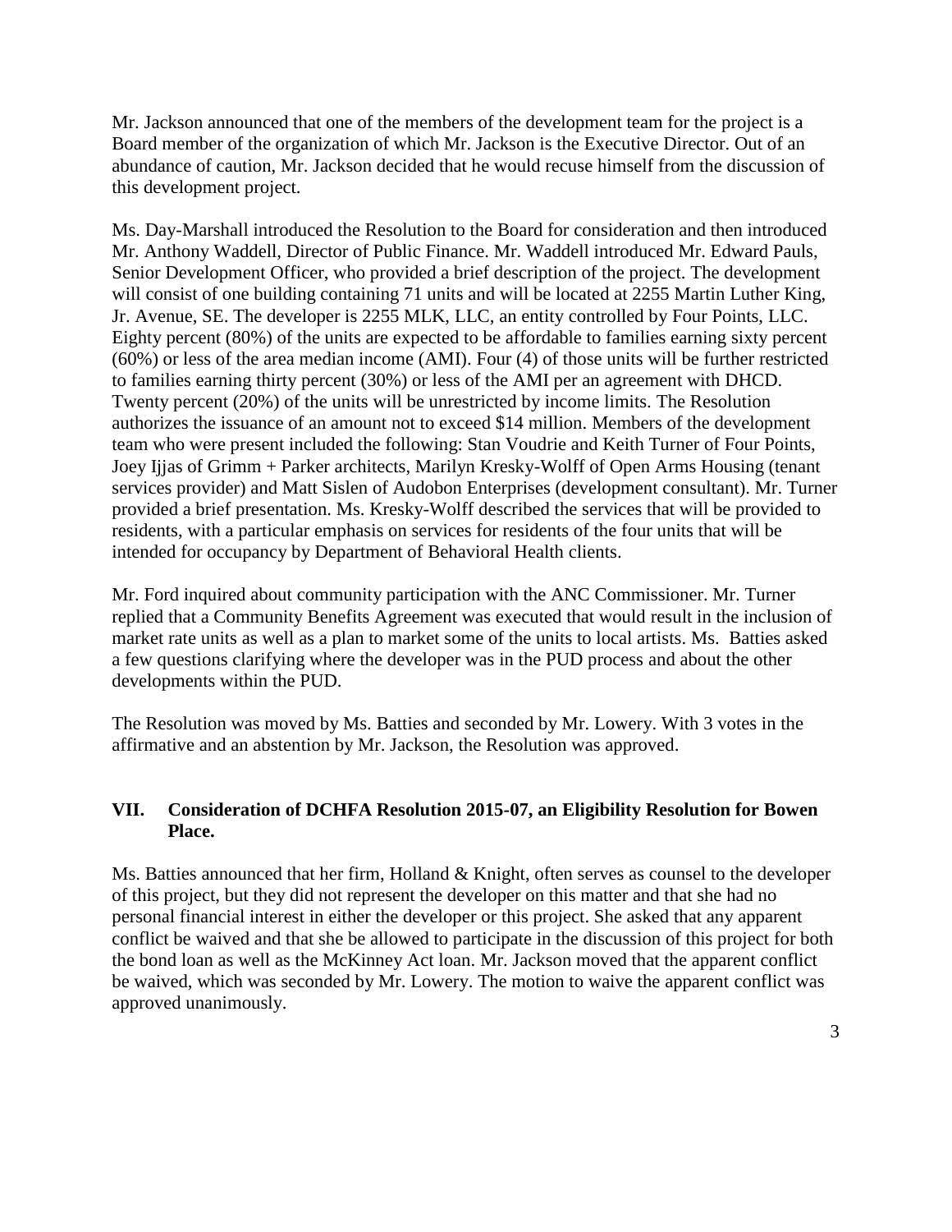Mr. Jackson announced that one of the members of the development team for the project is a Board member of the organization of which Mr. Jackson is the Executive Director. Out of an abundance of caution, Mr. Jackson decided that he would recuse himself from the discussion of this development project.

Ms. Day-Marshall introduced the Resolution to the Board for consideration and then introduced Mr. Anthony Waddell, Director of Public Finance. Mr. Waddell introduced Mr. Edward Pauls, Senior Development Officer, who provided a brief description of the project. The development will consist of one building containing 71 units and will be located at 2255 Martin Luther King, Jr. Avenue, SE. The developer is 2255 MLK, LLC, an entity controlled by Four Points, LLC. Eighty percent (80%) of the units are expected to be affordable to families earning sixty percent (60%) or less of the area median income (AMI). Four (4) of those units will be further restricted to families earning thirty percent (30%) or less of the AMI per an agreement with DHCD. Twenty percent (20%) of the units will be unrestricted by income limits. The Resolution authorizes the issuance of an amount not to exceed $14 million. Members of the development team who were present included the following: Stan Voudrie and Keith Turner of Four Points, Joey Ijjas of Grimm + Parker architects, Marilyn Kresky-Wolff of Open Arms Housing (tenant services provider) and Matt Sislen of Audobon Enterprises (development consultant). Mr. Turner provided a brief presentation. Ms. Kresky-Wolff described the services that will be provided to residents, with a particular emphasis on services for residents of the four units that will be intended for occupancy by Department of Behavioral Health clients.

Mr. Ford inquired about community participation with the ANC Commissioner. Mr. Turner replied that a Community Benefits Agreement was executed that would result in the inclusion of market rate units as well as a plan to market some of the units to local artists. Ms. Batties asked a few questions clarifying where the developer was in the PUD process and about the other developments within the PUD.

The Resolution was moved by Ms. Batties and seconded by Mr. Lowery. With 3 votes in the affirmative and an abstention by Mr. Jackson, the Resolution was approved.

## VII. Consideration of DCHFA Resolution 2015-07, an Eligibility Resolution for Bowen Place.

Ms. Batties announced that her firm, Holland & Knight, often serves as counsel to the developer of this project, but they did not represent the developer on this matter and that she had no personal financial interest in either the developer or this project. She asked that any apparent conflict be waived and that she be allowed to participate in the discussion of this project for both the bond loan as well as the McKinney Act loan. Mr. Jackson moved that the apparent conflict be waived, which was seconded by Mr. Lowery. The motion to waive the apparent conflict was approved unanimously.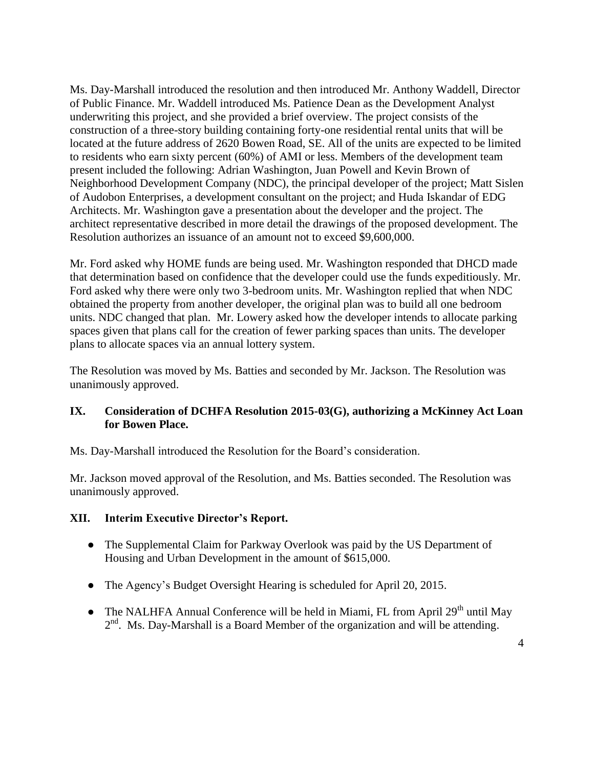Ms. Day-Marshall introduced the resolution and then introduced Mr. Anthony Waddell, Director of Public Finance. Mr. Waddell introduced Ms. Patience Dean as the Development Analyst underwriting this project, and she provided a brief overview. The project consists of the construction of a three-story building containing forty-one residential rental units that will be located at the future address of 2620 Bowen Road, SE. All of the units are expected to be limited to residents who earn sixty percent (60%) of AMI or less. Members of the development team present included the following: Adrian Washington, Juan Powell and Kevin Brown of Neighborhood Development Company (NDC), the principal developer of the project; Matt Sislen of Audobon Enterprises, a development consultant on the project; and Huda Iskandar of EDG Architects. Mr. Washington gave a presentation about the developer and the project. The architect representative described in more detail the drawings of the proposed development. The Resolution authorizes an issuance of an amount not to exceed $9,600,000.

Mr. Ford asked why HOME funds are being used. Mr. Washington responded that DHCD made that determination based on confidence that the developer could use the funds expeditiously. Mr. Ford asked why there were only two 3-bedroom units. Mr. Washington replied that when NDC obtained the property from another developer, the original plan was to build all one bedroom units. NDC changed that plan. Mr. Lowery asked how the developer intends to allocate parking spaces given that plans call for the creation of fewer parking spaces than units. The developer plans to allocate spaces via an annual lottery system.

The Resolution was moved by Ms. Batties and seconded by Mr. Jackson. The Resolution was unanimously approved.

## IX. Consideration of DCHFA Resolution 2015-03(G), authorizing a McKinney Act Loan for Bowen Place.

Ms. Day-Marshall introduced the Resolution for the Board's consideration.

Mr. Jackson moved approval of the Resolution, and Ms. Batties seconded. The Resolution was unanimously approved.

## XII. Interim Executive Director's Report.

- The Supplemental Claim for Parkway Overlook was paid by the US Department of Housing and Urban Development in the amount of $615,000.
- The Agency's Budget Oversight Hearing is scheduled for April 20, 2015.
- The NALHFA Annual Conference will be held in Miami, FL from April 29th until May 2nd. Ms. Day-Marshall is a Board Member of the organization and will be attending.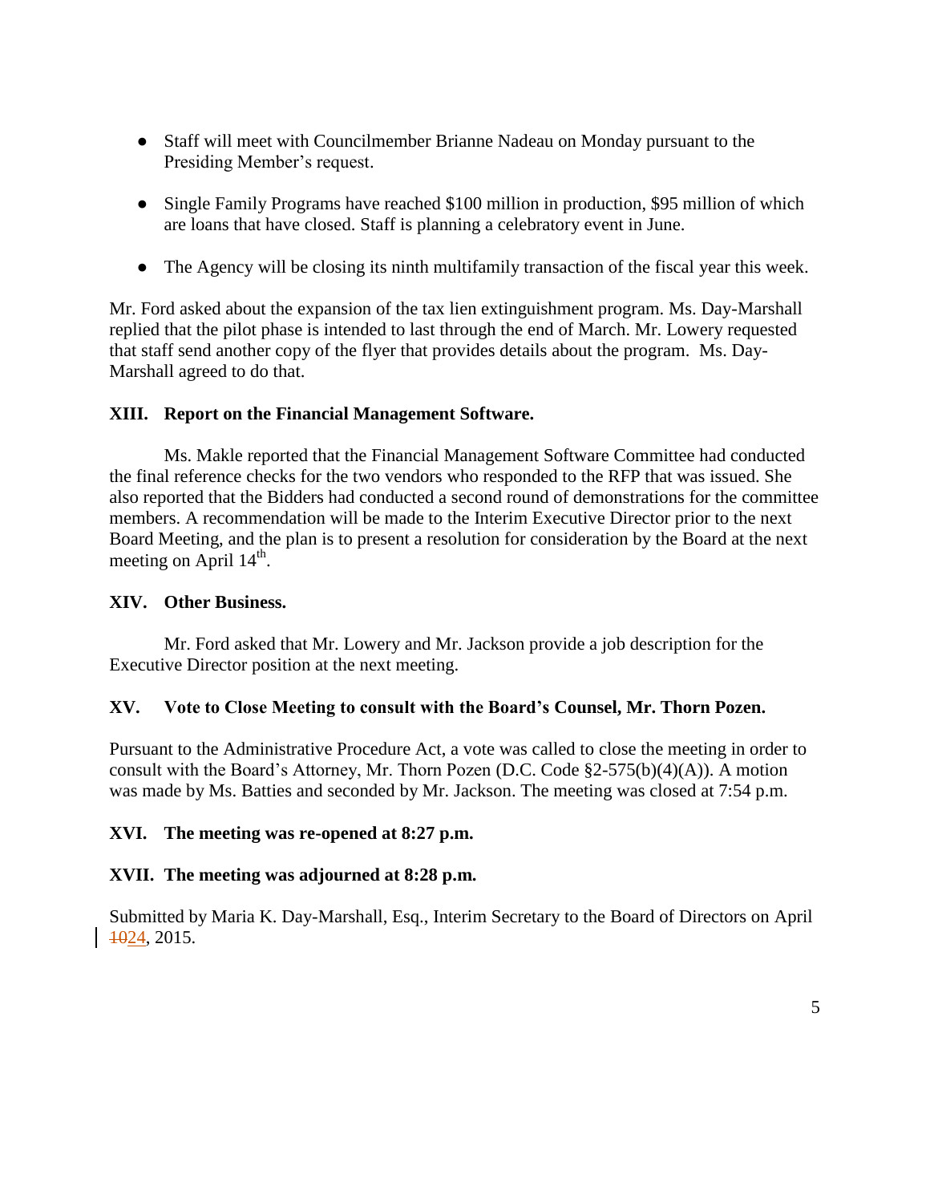- Staff will meet with Councilmember Brianne Nadeau on Monday pursuant to the Presiding Member's request.

- Single Family Programs have reached $100 million in production, $95 million of which are loans that have closed. Staff is planning a celebratory event in June.

- The Agency will be closing its ninth multifamily transaction of the fiscal year this week.

Mr. Ford asked about the expansion of the tax lien extinguishment program. Ms. Day-Marshall replied that the pilot phase is intended to last through the end of March. Mr. Lowery requested that staff send another copy of the flyer that provides details about the program. Ms. Day-Marshall agreed to do that.

**XIII. Report on the Financial Management Software.**

Ms. Makle reported that the Financial Management Software Committee had conducted the final reference checks for the two vendors who responded to the RFP that was issued. She also reported that the Bidders had conducted a second round of demonstrations for the committee members. A recommendation will be made to the Interim Executive Director prior to the next Board Meeting, and the plan is to present a resolution for consideration by the Board at the next meeting on April 14th.

**XIV. Other Business.**

Mr. Ford asked that Mr. Lowery and Mr. Jackson provide a job description for the Executive Director position at the next meeting.

**XV. Vote to Close Meeting to consult with the Board's Counsel, Mr. Thorn Pozen.**

Pursuant to the Administrative Procedure Act, a vote was called to close the meeting in order to consult with the Board's Attorney, Mr. Thorn Pozen (D.C. Code §2-575(b)(4)(A)). A motion was made by Ms. Batties and seconded by Mr. Jackson. The meeting was closed at 7:54 p.m.

**XVI. The meeting was re-opened at 8:27 p.m.**

**XVII. The meeting was adjourned at 8:28 p.m.**

Submitted by Maria K. Day-Marshall, Esq., Interim Secretary to the Board of Directors on April ~~10~~24, 2015.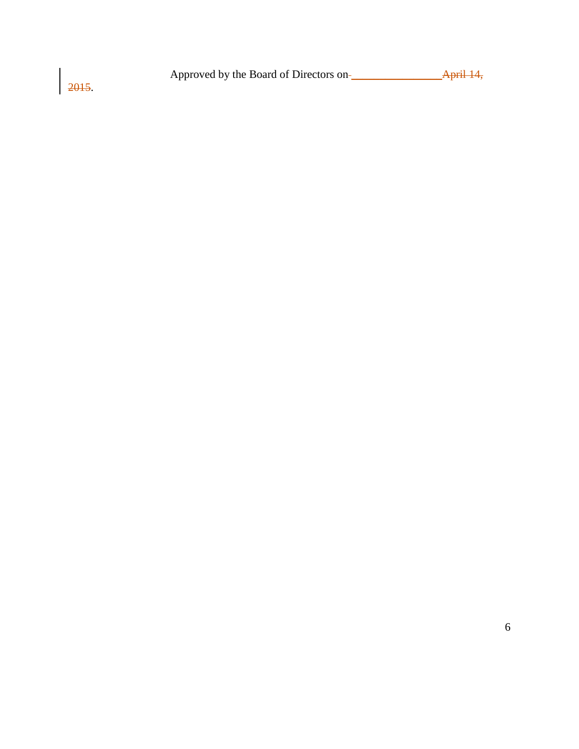Approved by the Board of Directors on ________________ ~~April 14, 2015~~.